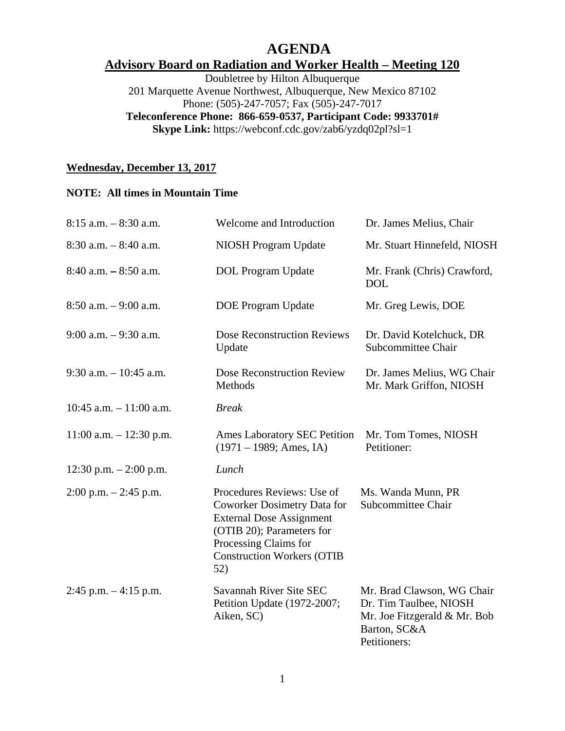# AGENDA

## Advisory Board on Radiation and Worker Health – Meeting 120

Doubletree by Hilton Albuquerque
201 Marquette Avenue Northwest, Albuquerque, New Mexico 87102
Phone: (505)-247-7057; Fax (505)-247-7017
**Teleconference Phone: 866-659-0537, Participant Code: 9933701#**
**Skype Link:** https://webconf.cdc.gov/zab6/yzdq02pl?sl=1

**Wednesday, December 13, 2017**

**NOTE: All times in Mountain Time**

| | | |
|---|---|---|
| 8:15 a.m. – 8:30 a.m. | Welcome and Introduction | Dr. James Melius, Chair |
| 8:30 a.m. – 8:40 a.m. | NIOSH Program Update | Mr. Stuart Hinnefeld, NIOSH |
| 8:40 a.m. – 8:50 a.m. | DOL Program Update | Mr. Frank (Chris) Crawford, DOL |
| 8:50 a.m. – 9:00 a.m. | DOE Program Update | Mr. Greg Lewis, DOE |
| 9:00 a.m. – 9:30 a.m. | Dose Reconstruction Reviews Update | Dr. David Kotelchuck, DR Subcommittee Chair |
| 9:30 a.m. – 10:45 a.m. | Dose Reconstruction Review Methods | Dr. James Melius, WG Chair<br>Mr. Mark Griffon, NIOSH |
| 10:45 a.m. – 11:00 a.m. | *Break* | |
| 11:00 a.m. – 12:30 p.m. | Ames Laboratory SEC Petition (1971 – 1989; Ames, IA) | Mr. Tom Tomes, NIOSH<br>Petitioner: |
| 12:30 p.m. – 2:00 p.m. | *Lunch* | |
| 2:00 p.m. – 2:45 p.m. | Procedures Reviews: Use of Coworker Dosimetry Data for External Dose Assignment (OTIB 20); Parameters for Processing Claims for Construction Workers (OTIB 52) | Ms. Wanda Munn, PR Subcommittee Chair |
| 2:45 p.m. – 4:15 p.m. | Savannah River Site SEC Petition Update (1972-2007; Aiken, SC) | Mr. Brad Clawson, WG Chair<br>Dr. Tim Taulbee, NIOSH<br>Mr. Joe Fitzgerald & Mr. Bob Barton, SC&A<br>Petitioners: |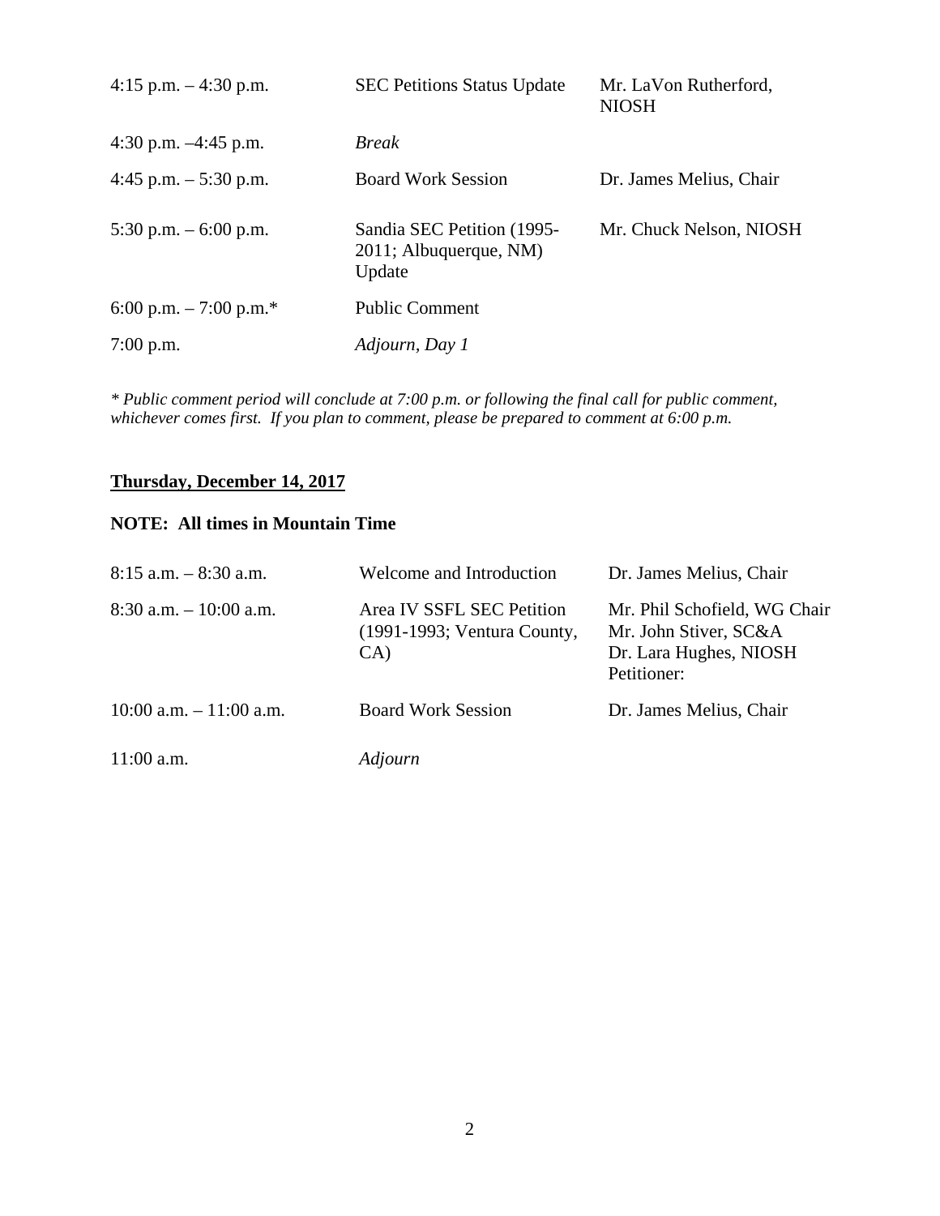| | | |
|---|---|---|
| 4:15 p.m. – 4:30 p.m. | SEC Petitions Status Update | Mr. LaVon Rutherford, NIOSH |
| 4:30 p.m. –4:45 p.m. | *Break* | |
| 4:45 p.m. – 5:30 p.m. | Board Work Session | Dr. James Melius, Chair |
| 5:30 p.m. – 6:00 p.m. | Sandia SEC Petition (1995-2011; Albuquerque, NM) Update | Mr. Chuck Nelson, NIOSH |
| 6:00 p.m. – 7:00 p.m.* | Public Comment | |
| 7:00 p.m. | *Adjourn, Day 1* | |

*\* Public comment period will conclude at 7:00 p.m. or following the final call for public comment, whichever comes first. If you plan to comment, please be prepared to comment at 6:00 p.m.*

**Thursday, December 14, 2017**

**NOTE: All times in Mountain Time**

| | | |
|---|---|---|
| 8:15 a.m. – 8:30 a.m. | Welcome and Introduction | Dr. James Melius, Chair |
| 8:30 a.m. – 10:00 a.m. | Area IV SSFL SEC Petition (1991-1993; Ventura County, CA) | Mr. Phil Schofield, WG Chair<br>Mr. John Stiver, SC&A<br>Dr. Lara Hughes, NIOSH<br>Petitioner: |
| 10:00 a.m. – 11:00 a.m. | Board Work Session | Dr. James Melius, Chair |
| 11:00 a.m. | *Adjourn* | |